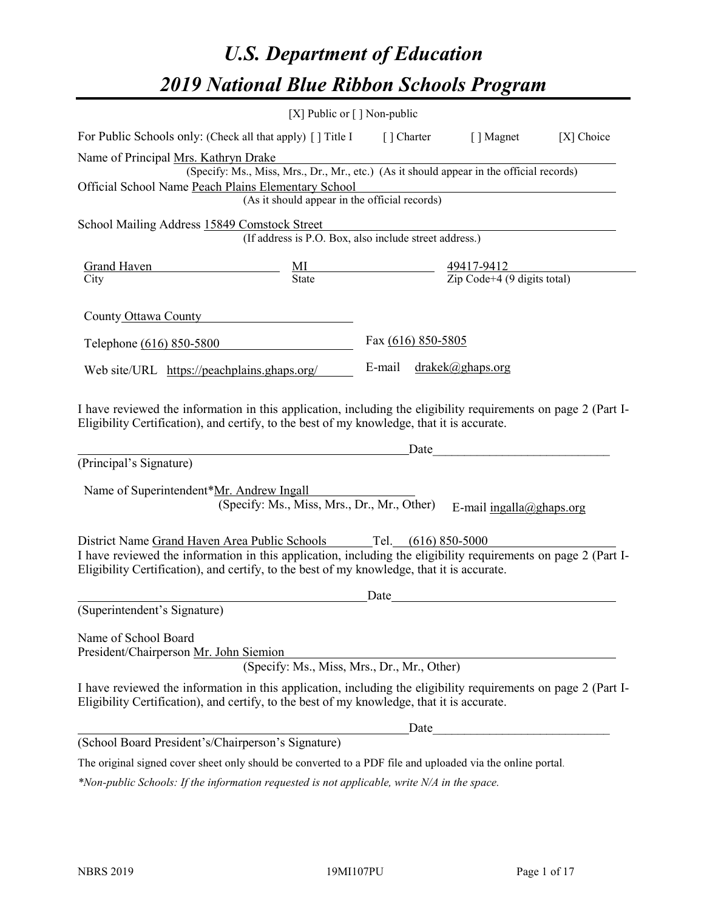# *U.S. Department of Education*
# *2019 National Blue Ribbon Schools Program*

[X] Public or [ ] Non-public

For Public Schools only: (Check all that apply) [ ] Title I [ ] Charter [ ] Magnet [X] Choice

Name of Principal Mrs. Kathryn Drake
(Specify: Ms., Miss, Mrs., Dr., Mr., etc.) (As it should appear in the official records)

Official School Name Peach Plains Elementary School
(As it should appear in the official records)

School Mailing Address 15849 Comstock Street
(If address is P.O. Box, also include street address.)

| Grand Haven | MI | 49417-9412 |
|---|---|---|
| City | State | Zip Code+4 (9 digits total) |

County Ottawa County

Telephone (616) 850-5800 Fax (616) 850-5805

Web site/URL https://peachplains.ghaps.org/ E-mail drakek@ghaps.org

I have reviewed the information in this application, including the eligibility requirements on page 2 (Part I-Eligibility Certification), and certify, to the best of my knowledge, that it is accurate.

_______________________________________________ Date___________________________

(Principal's Signature)

Name of Superintendent*Mr. Andrew Ingall
(Specify: Ms., Miss, Mrs., Dr., Mr., Other) E-mail ingalla@ghaps.org

District Name Grand Haven Area Public Schools Tel. (616) 850-5000

I have reviewed the information in this application, including the eligibility requirements on page 2 (Part I-Eligibility Certification), and certify, to the best of my knowledge, that it is accurate.

_______________________________________________ Date___________________________

(Superintendent's Signature)

Name of School Board
President/Chairperson Mr. John Siemion
(Specify: Ms., Miss, Mrs., Dr., Mr., Other)

I have reviewed the information in this application, including the eligibility requirements on page 2 (Part I-Eligibility Certification), and certify, to the best of my knowledge, that it is accurate.

_______________________________________________ Date___________________________

(School Board President's/Chairperson's Signature)

The original signed cover sheet only should be converted to a PDF file and uploaded via the online portal.

*\*Non-public Schools: If the information requested is not applicable, write N/A in the space.*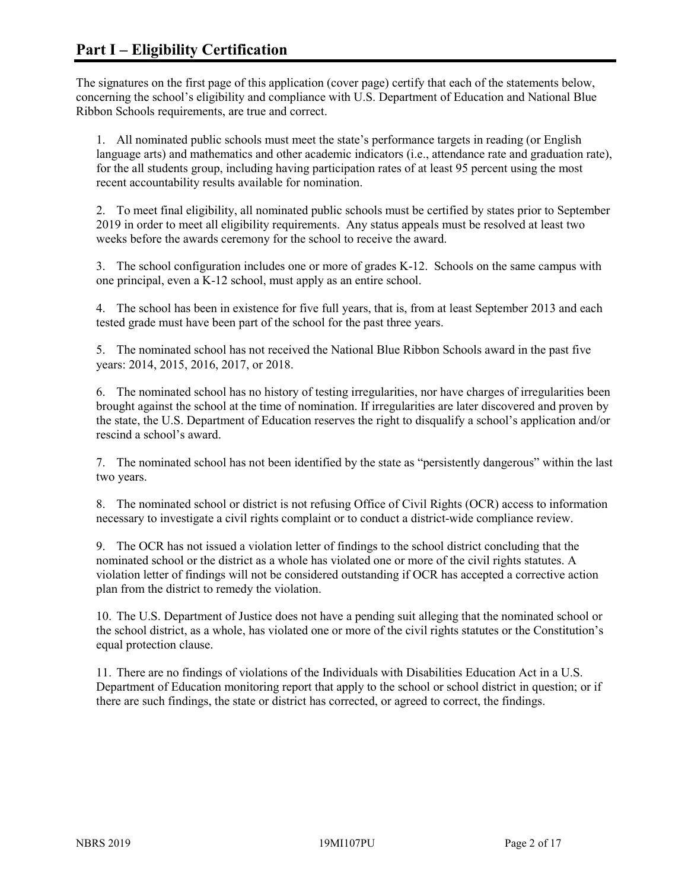# Part I – Eligibility Certification

The signatures on the first page of this application (cover page) certify that each of the statements below, concerning the school's eligibility and compliance with U.S. Department of Education and National Blue Ribbon Schools requirements, are true and correct.

1. All nominated public schools must meet the state's performance targets in reading (or English language arts) and mathematics and other academic indicators (i.e., attendance rate and graduation rate), for the all students group, including having participation rates of at least 95 percent using the most recent accountability results available for nomination.

2. To meet final eligibility, all nominated public schools must be certified by states prior to September 2019 in order to meet all eligibility requirements. Any status appeals must be resolved at least two weeks before the awards ceremony for the school to receive the award.

3. The school configuration includes one or more of grades K-12. Schools on the same campus with one principal, even a K-12 school, must apply as an entire school.

4. The school has been in existence for five full years, that is, from at least September 2013 and each tested grade must have been part of the school for the past three years.

5. The nominated school has not received the National Blue Ribbon Schools award in the past five years: 2014, 2015, 2016, 2017, or 2018.

6. The nominated school has no history of testing irregularities, nor have charges of irregularities been brought against the school at the time of nomination. If irregularities are later discovered and proven by the state, the U.S. Department of Education reserves the right to disqualify a school's application and/or rescind a school's award.

7. The nominated school has not been identified by the state as "persistently dangerous" within the last two years.

8. The nominated school or district is not refusing Office of Civil Rights (OCR) access to information necessary to investigate a civil rights complaint or to conduct a district-wide compliance review.

9. The OCR has not issued a violation letter of findings to the school district concluding that the nominated school or the district as a whole has violated one or more of the civil rights statutes. A violation letter of findings will not be considered outstanding if OCR has accepted a corrective action plan from the district to remedy the violation.

10. The U.S. Department of Justice does not have a pending suit alleging that the nominated school or the school district, as a whole, has violated one or more of the civil rights statutes or the Constitution's equal protection clause.

11. There are no findings of violations of the Individuals with Disabilities Education Act in a U.S. Department of Education monitoring report that apply to the school or school district in question; or if there are such findings, the state or district has corrected, or agreed to correct, the findings.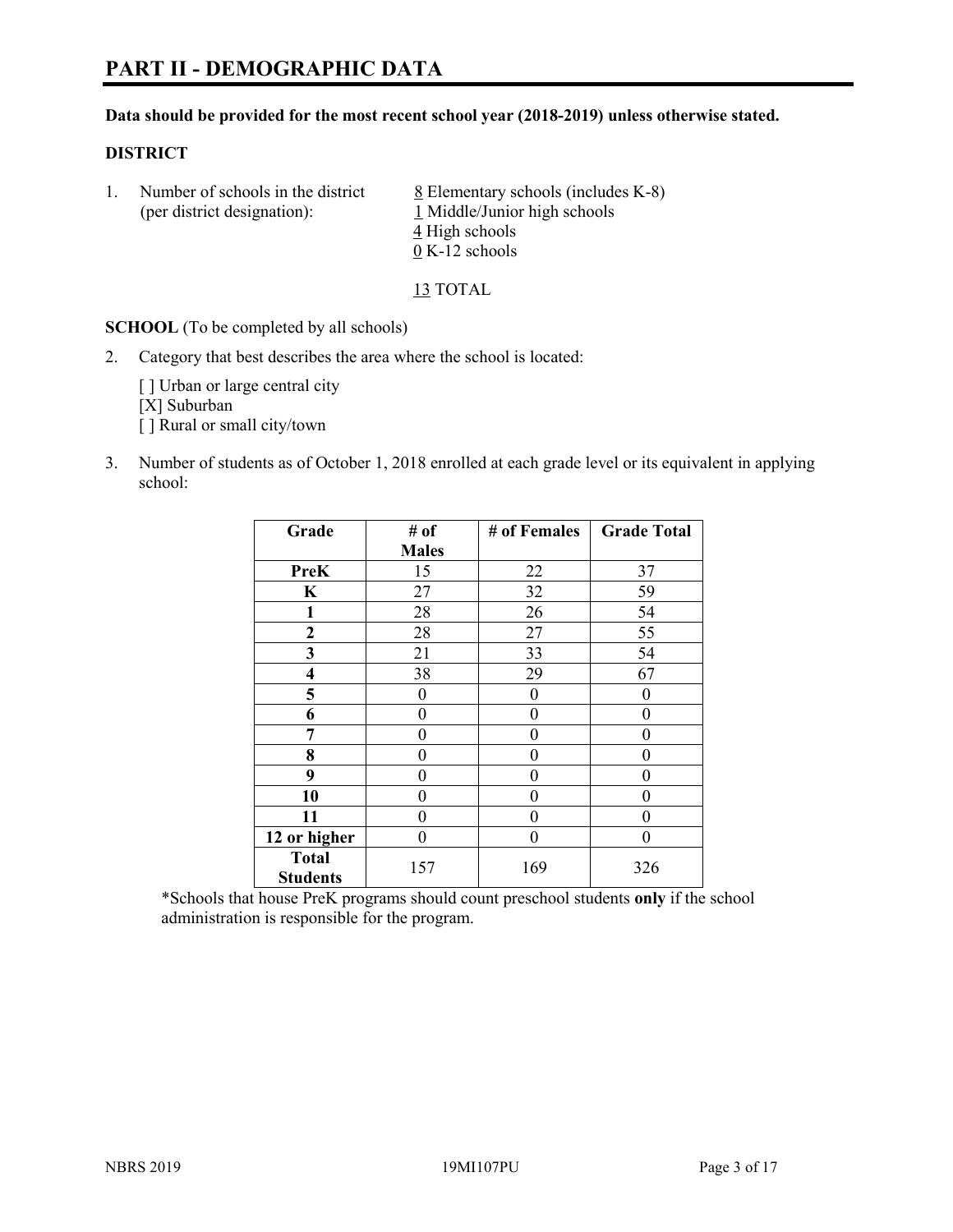# PART II - DEMOGRAPHIC DATA

**Data should be provided for the most recent school year (2018-2019) unless otherwise stated.**

**DISTRICT**

1. Number of schools in the district (per district designation):
   8 Elementary schools (includes K-8)
   1 Middle/Junior high schools
   4 High schools
   0 K-12 schools

   13 TOTAL

**SCHOOL** (To be completed by all schools)

2. Category that best describes the area where the school is located:

   [ ] Urban or large central city
   [X] Suburban
   [ ] Rural or small city/town

3. Number of students as of October 1, 2018 enrolled at each grade level or its equivalent in applying school:

| Grade | # of Males | # of Females | Grade Total |
|---|---|---|---|
| **PreK** | 15 | 22 | 37 |
| **K** | 27 | 32 | 59 |
| **1** | 28 | 26 | 54 |
| **2** | 28 | 27 | 55 |
| **3** | 21 | 33 | 54 |
| **4** | 38 | 29 | 67 |
| **5** | 0 | 0 | 0 |
| **6** | 0 | 0 | 0 |
| **7** | 0 | 0 | 0 |
| **8** | 0 | 0 | 0 |
| **9** | 0 | 0 | 0 |
| **10** | 0 | 0 | 0 |
| **11** | 0 | 0 | 0 |
| **12 or higher** | 0 | 0 | 0 |
| **Total Students** | 157 | 169 | 326 |

*Schools that house PreK programs should count preschool students **only** if the school administration is responsible for the program.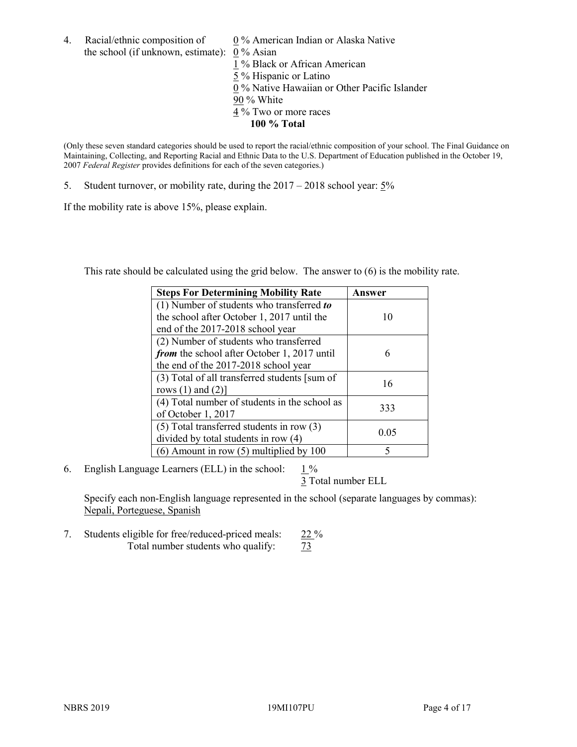4. Racial/ethnic composition of the school (if unknown, estimate):
   0 % American Indian or Alaska Native
   0 % Asian
   1 % Black or African American
   5 % Hispanic or Latino
   0 % Native Hawaiian or Other Pacific Islander
   90 % White
   4 % Two or more races
   **100 % Total**

(Only these seven standard categories should be used to report the racial/ethnic composition of your school. The Final Guidance on Maintaining, Collecting, and Reporting Racial and Ethnic Data to the U.S. Department of Education published in the October 19, 2007 *Federal Register* provides definitions for each of the seven categories.)

5. Student turnover, or mobility rate, during the 2017 – 2018 school year: 5%

If the mobility rate is above 15%, please explain.

This rate should be calculated using the grid below. The answer to (6) is the mobility rate.

| **Steps For Determining Mobility Rate** | **Answer** |
|---|---|
| (1) Number of students who transferred ***to*** the school after October 1, 2017 until the end of the 2017-2018 school year | 10 |
| (2) Number of students who transferred ***from*** the school after October 1, 2017 until the end of the 2017-2018 school year | 6 |
| (3) Total of all transferred students [sum of rows (1) and (2)] | 16 |
| (4) Total number of students in the school as of October 1, 2017 | 333 |
| (5) Total transferred students in row (3) divided by total students in row (4) | 0.05 |
| (6) Amount in row (5) multiplied by 100 | 5 |

6. English Language Learners (ELL) in the school: 1 %
   3 Total number ELL

   Specify each non-English language represented in the school (separate languages by commas):
   Nepali, Porteguese, Spanish

7. Students eligible for free/reduced-priced meals: 22 %
   Total number students who qualify: 73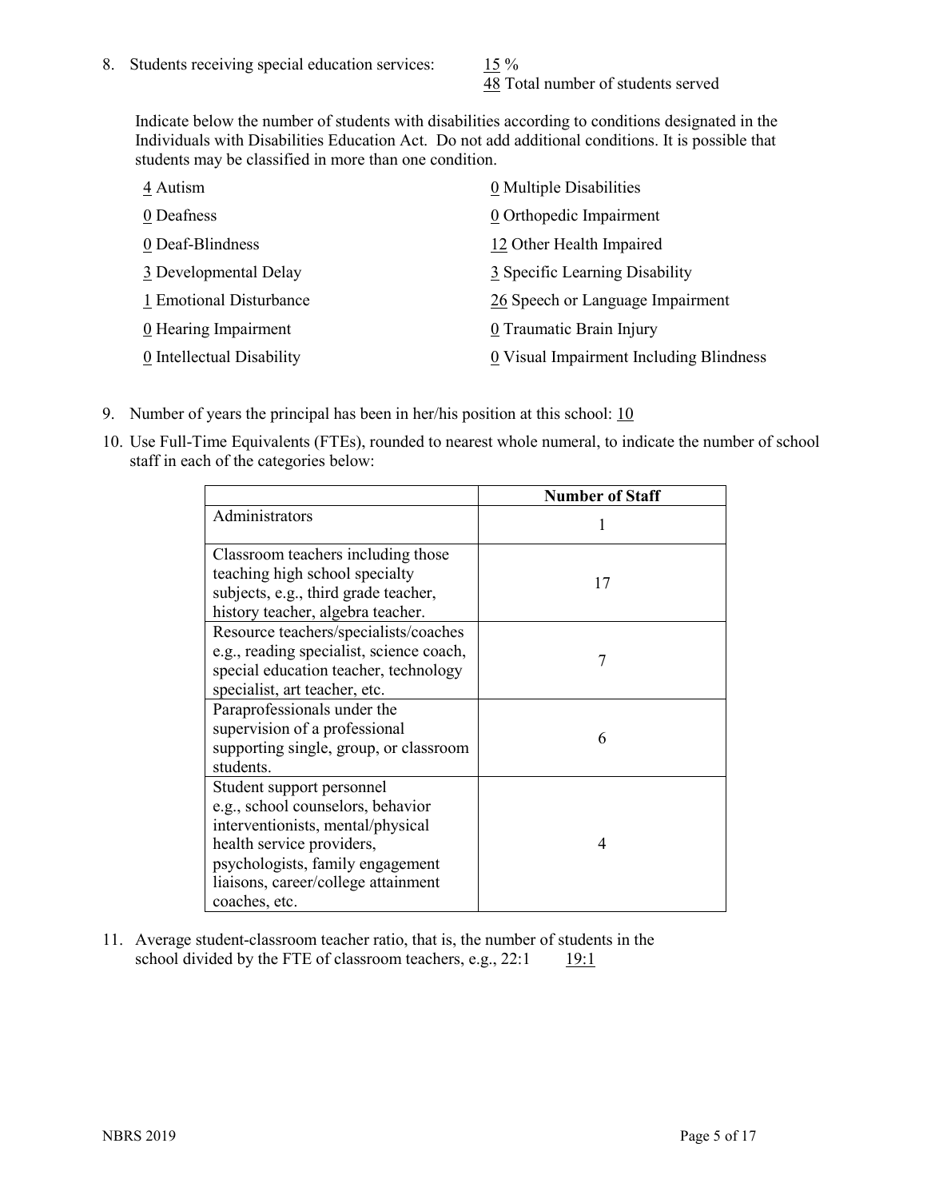8. Students receiving special education services: 15 %
   48 Total number of students served

   Indicate below the number of students with disabilities according to conditions designated in the Individuals with Disabilities Education Act. Do not add additional conditions. It is possible that students may be classified in more than one condition.

   4 Autism
   0 Deafness
   0 Deaf-Blindness
   3 Developmental Delay
   1 Emotional Disturbance
   0 Hearing Impairment
   0 Intellectual Disability
   0 Multiple Disabilities
   0 Orthopedic Impairment
   12 Other Health Impaired
   3 Specific Learning Disability
   26 Speech or Language Impairment
   0 Traumatic Brain Injury
   0 Visual Impairment Including Blindness

9. Number of years the principal has been in her/his position at this school: 10

10. Use Full-Time Equivalents (FTEs), rounded to nearest whole numeral, to indicate the number of school staff in each of the categories below:

|  | Number of Staff |
|---|---|
| Administrators | 1 |
| Classroom teachers including those teaching high school specialty subjects, e.g., third grade teacher, history teacher, algebra teacher. | 17 |
| Resource teachers/specialists/coaches e.g., reading specialist, science coach, special education teacher, technology specialist, art teacher, etc. | 7 |
| Paraprofessionals under the supervision of a professional supporting single, group, or classroom students. | 6 |
| Student support personnel e.g., school counselors, behavior interventionists, mental/physical health service providers, psychologists, family engagement liaisons, career/college attainment coaches, etc. | 4 |

11. Average student-classroom teacher ratio, that is, the number of students in the school divided by the FTE of classroom teachers, e.g., 22:1 19:1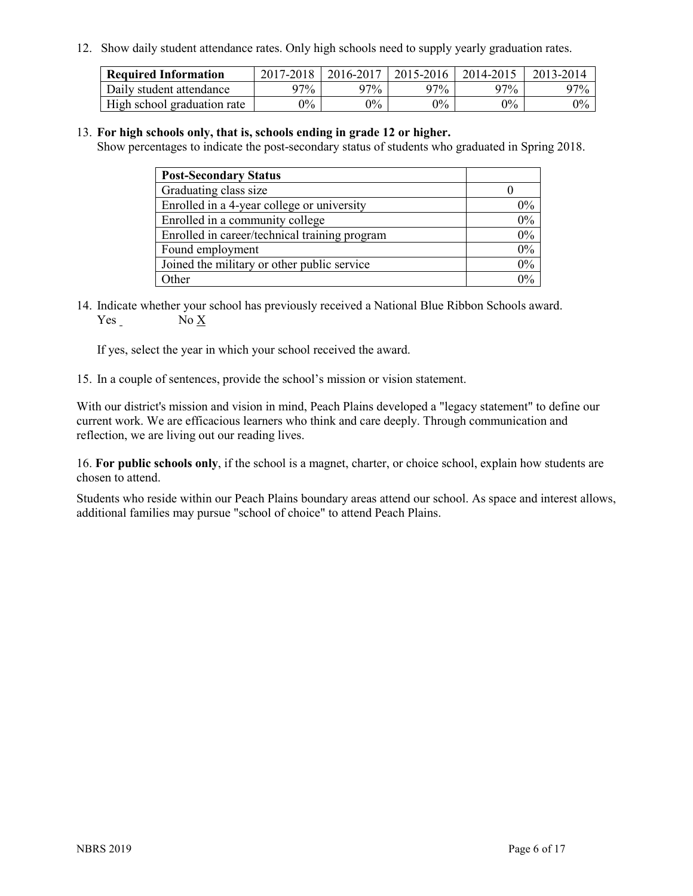12. Show daily student attendance rates. Only high schools need to supply yearly graduation rates.

| Required Information | 2017-2018 | 2016-2017 | 2015-2016 | 2014-2015 | 2013-2014 |
|---|---|---|---|---|---|
| Daily student attendance | 97% | 97% | 97% | 97% | 97% |
| High school graduation rate | 0% | 0% | 0% | 0% | 0% |

13. **For high schools only, that is, schools ending in grade 12 or higher.**
Show percentages to indicate the post-secondary status of students who graduated in Spring 2018.

| Post-Secondary Status | |
|---|---|
| Graduating class size | 0 |
| Enrolled in a 4-year college or university | 0% |
| Enrolled in a community college | 0% |
| Enrolled in career/technical training program | 0% |
| Found employment | 0% |
| Joined the military or other public service | 0% |
| Other | 0% |

14. Indicate whether your school has previously received a National Blue Ribbon Schools award.
Yes _ No X

If yes, select the year in which your school received the award.

15. In a couple of sentences, provide the school's mission or vision statement.

With our district's mission and vision in mind, Peach Plains developed a "legacy statement" to define our current work. We are efficacious learners who think and care deeply. Through communication and reflection, we are living out our reading lives.

16. **For public schools only**, if the school is a magnet, charter, or choice school, explain how students are chosen to attend.

Students who reside within our Peach Plains boundary areas attend our school. As space and interest allows, additional families may pursue "school of choice" to attend Peach Plains.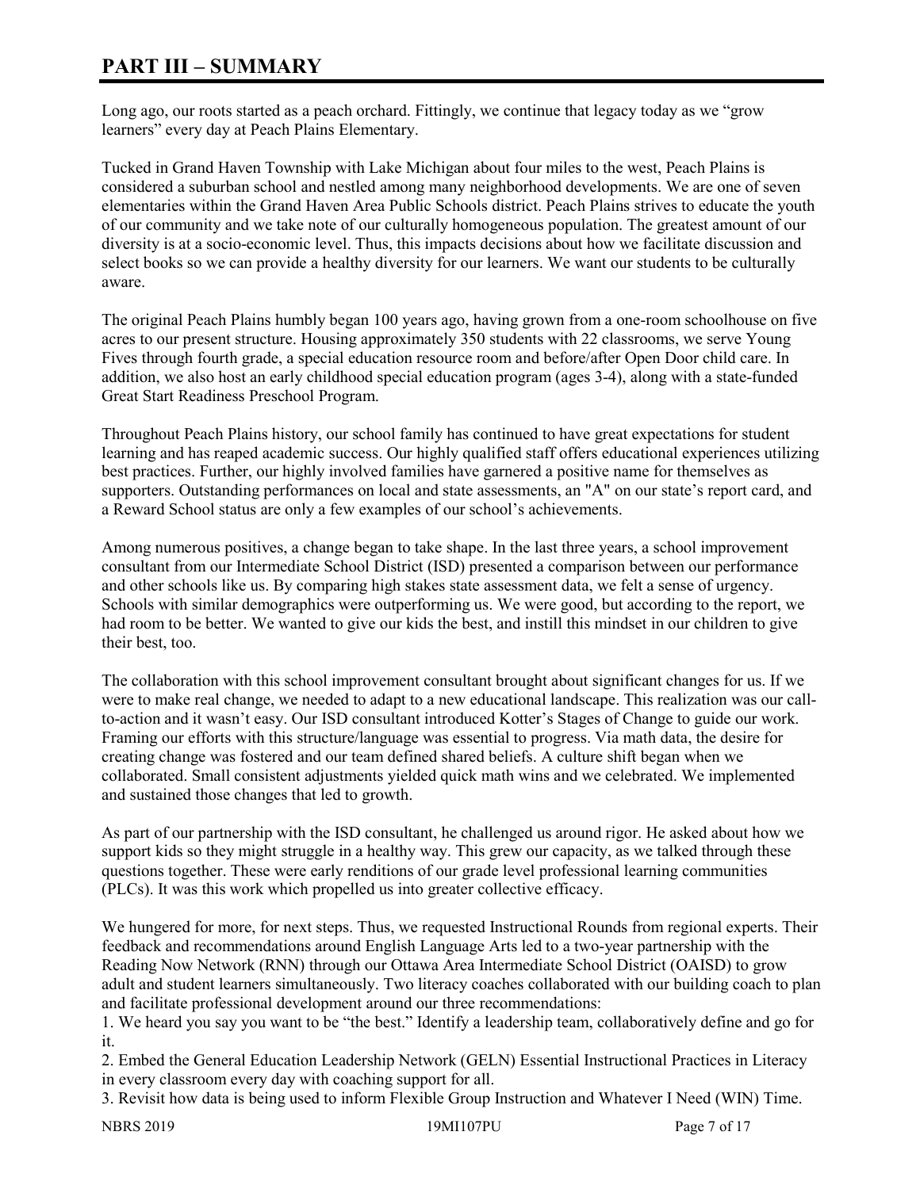# PART III – SUMMARY

Long ago, our roots started as a peach orchard. Fittingly, we continue that legacy today as we "grow learners" every day at Peach Plains Elementary.

Tucked in Grand Haven Township with Lake Michigan about four miles to the west, Peach Plains is considered a suburban school and nestled among many neighborhood developments. We are one of seven elementaries within the Grand Haven Area Public Schools district. Peach Plains strives to educate the youth of our community and we take note of our culturally homogeneous population. The greatest amount of our diversity is at a socio-economic level. Thus, this impacts decisions about how we facilitate discussion and select books so we can provide a healthy diversity for our learners. We want our students to be culturally aware.

The original Peach Plains humbly began 100 years ago, having grown from a one-room schoolhouse on five acres to our present structure. Housing approximately 350 students with 22 classrooms, we serve Young Fives through fourth grade, a special education resource room and before/after Open Door child care. In addition, we also host an early childhood special education program (ages 3-4), along with a state-funded Great Start Readiness Preschool Program.

Throughout Peach Plains history, our school family has continued to have great expectations for student learning and has reaped academic success. Our highly qualified staff offers educational experiences utilizing best practices. Further, our highly involved families have garnered a positive name for themselves as supporters. Outstanding performances on local and state assessments, an "A" on our state's report card, and a Reward School status are only a few examples of our school's achievements.

Among numerous positives, a change began to take shape. In the last three years, a school improvement consultant from our Intermediate School District (ISD) presented a comparison between our performance and other schools like us. By comparing high stakes state assessment data, we felt a sense of urgency. Schools with similar demographics were outperforming us. We were good, but according to the report, we had room to be better. We wanted to give our kids the best, and instill this mindset in our children to give their best, too.

The collaboration with this school improvement consultant brought about significant changes for us. If we were to make real change, we needed to adapt to a new educational landscape. This realization was our call-to-action and it wasn't easy. Our ISD consultant introduced Kotter's Stages of Change to guide our work. Framing our efforts with this structure/language was essential to progress. Via math data, the desire for creating change was fostered and our team defined shared beliefs. A culture shift began when we collaborated. Small consistent adjustments yielded quick math wins and we celebrated. We implemented and sustained those changes that led to growth.

As part of our partnership with the ISD consultant, he challenged us around rigor. He asked about how we support kids so they might struggle in a healthy way. This grew our capacity, as we talked through these questions together. These were early renditions of our grade level professional learning communities (PLCs). It was this work which propelled us into greater collective efficacy.

We hungered for more, for next steps. Thus, we requested Instructional Rounds from regional experts. Their feedback and recommendations around English Language Arts led to a two-year partnership with the Reading Now Network (RNN) through our Ottawa Area Intermediate School District (OAISD) to grow adult and student learners simultaneously. Two literacy coaches collaborated with our building coach to plan and facilitate professional development around our three recommendations:

1. We heard you say you want to be "the best." Identify a leadership team, collaboratively define and go for it.
2. Embed the General Education Leadership Network (GELN) Essential Instructional Practices in Literacy in every classroom every day with coaching support for all.
3. Revisit how data is being used to inform Flexible Group Instruction and Whatever I Need (WIN) Time.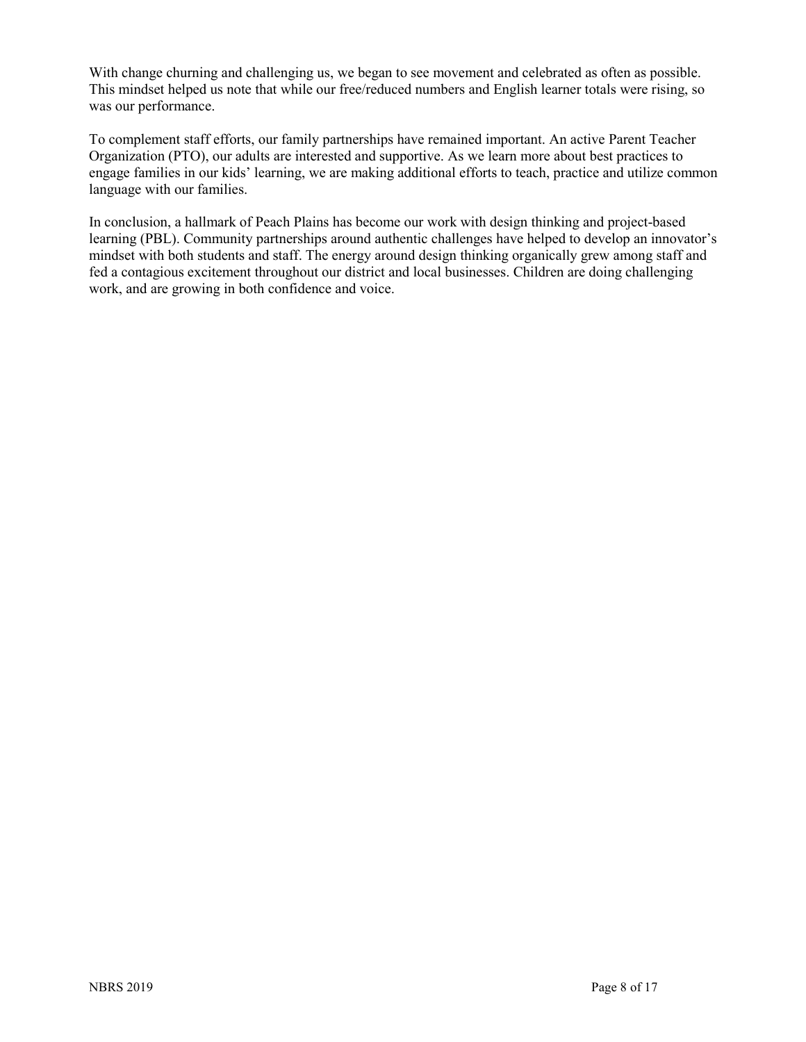With change churning and challenging us, we began to see movement and celebrated as often as possible. This mindset helped us note that while our free/reduced numbers and English learner totals were rising, so was our performance.

To complement staff efforts, our family partnerships have remained important. An active Parent Teacher Organization (PTO), our adults are interested and supportive. As we learn more about best practices to engage families in our kids' learning, we are making additional efforts to teach, practice and utilize common language with our families.

In conclusion, a hallmark of Peach Plains has become our work with design thinking and project-based learning (PBL). Community partnerships around authentic challenges have helped to develop an innovator's mindset with both students and staff. The energy around design thinking organically grew among staff and fed a contagious excitement throughout our district and local businesses. Children are doing challenging work, and are growing in both confidence and voice.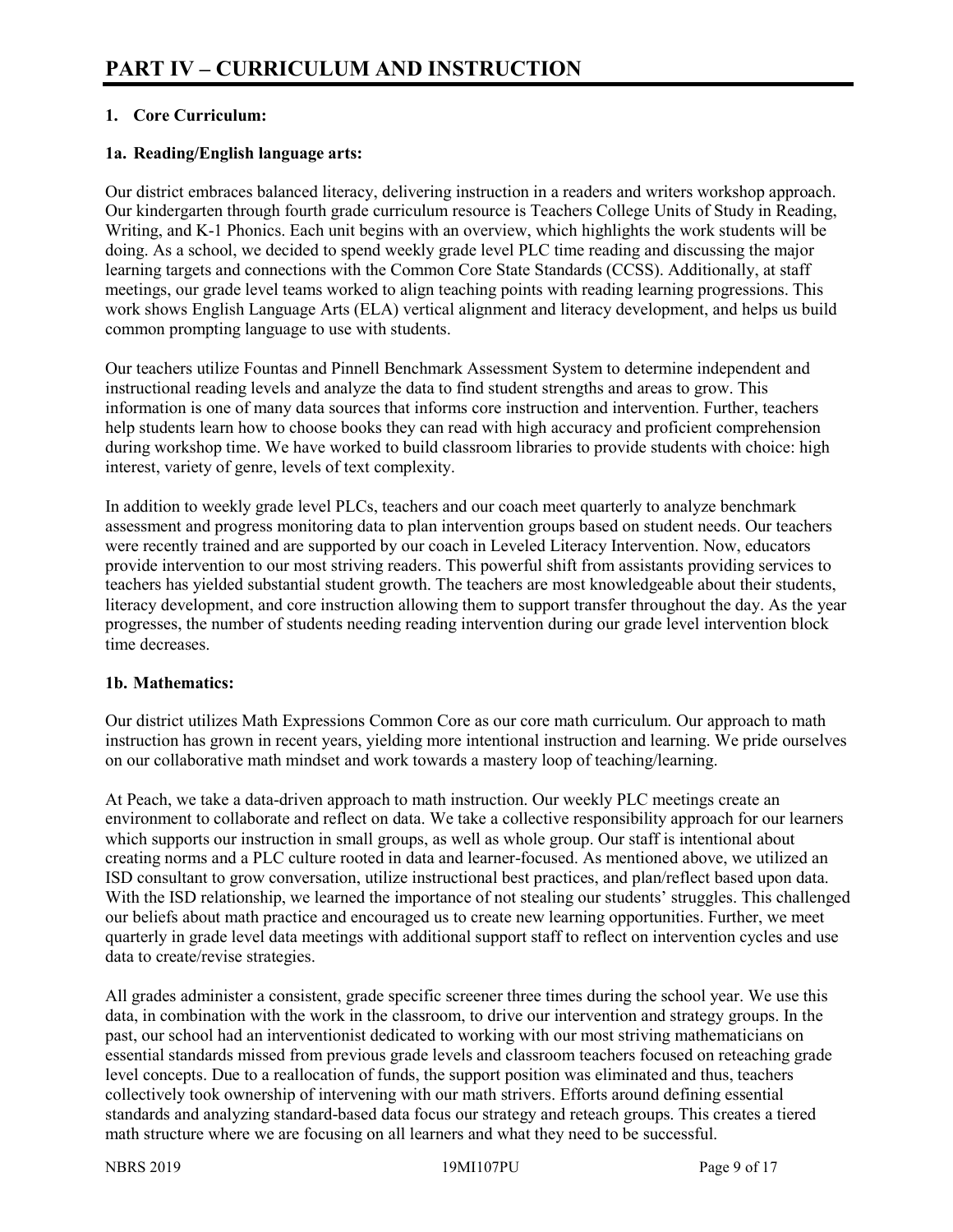# PART IV – CURRICULUM AND INSTRUCTION

## 1. Core Curriculum:

### 1a. Reading/English language arts:

Our district embraces balanced literacy, delivering instruction in a readers and writers workshop approach. Our kindergarten through fourth grade curriculum resource is Teachers College Units of Study in Reading, Writing, and K-1 Phonics. Each unit begins with an overview, which highlights the work students will be doing. As a school, we decided to spend weekly grade level PLC time reading and discussing the major learning targets and connections with the Common Core State Standards (CCSS). Additionally, at staff meetings, our grade level teams worked to align teaching points with reading learning progressions. This work shows English Language Arts (ELA) vertical alignment and literacy development, and helps us build common prompting language to use with students.

Our teachers utilize Fountas and Pinnell Benchmark Assessment System to determine independent and instructional reading levels and analyze the data to find student strengths and areas to grow. This information is one of many data sources that informs core instruction and intervention. Further, teachers help students learn how to choose books they can read with high accuracy and proficient comprehension during workshop time. We have worked to build classroom libraries to provide students with choice: high interest, variety of genre, levels of text complexity.

In addition to weekly grade level PLCs, teachers and our coach meet quarterly to analyze benchmark assessment and progress monitoring data to plan intervention groups based on student needs. Our teachers were recently trained and are supported by our coach in Leveled Literacy Intervention. Now, educators provide intervention to our most striving readers. This powerful shift from assistants providing services to teachers has yielded substantial student growth. The teachers are most knowledgeable about their students, literacy development, and core instruction allowing them to support transfer throughout the day. As the year progresses, the number of students needing reading intervention during our grade level intervention block time decreases.

### 1b. Mathematics:

Our district utilizes Math Expressions Common Core as our core math curriculum. Our approach to math instruction has grown in recent years, yielding more intentional instruction and learning. We pride ourselves on our collaborative math mindset and work towards a mastery loop of teaching/learning.

At Peach, we take a data-driven approach to math instruction. Our weekly PLC meetings create an environment to collaborate and reflect on data. We take a collective responsibility approach for our learners which supports our instruction in small groups, as well as whole group. Our staff is intentional about creating norms and a PLC culture rooted in data and learner-focused. As mentioned above, we utilized an ISD consultant to grow conversation, utilize instructional best practices, and plan/reflect based upon data. With the ISD relationship, we learned the importance of not stealing our students' struggles. This challenged our beliefs about math practice and encouraged us to create new learning opportunities. Further, we meet quarterly in grade level data meetings with additional support staff to reflect on intervention cycles and use data to create/revise strategies.

All grades administer a consistent, grade specific screener three times during the school year. We use this data, in combination with the work in the classroom, to drive our intervention and strategy groups. In the past, our school had an interventionist dedicated to working with our most striving mathematicians on essential standards missed from previous grade levels and classroom teachers focused on reteaching grade level concepts. Due to a reallocation of funds, the support position was eliminated and thus, teachers collectively took ownership of intervening with our math strivers. Efforts around defining essential standards and analyzing standard-based data focus our strategy and reteach groups. This creates a tiered math structure where we are focusing on all learners and what they need to be successful.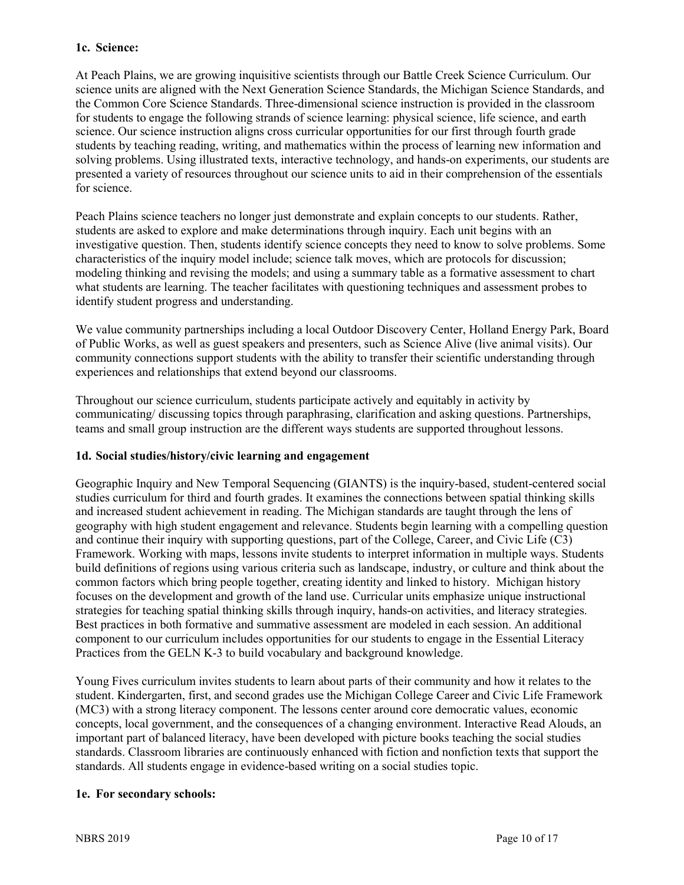### 1c. Science:

At Peach Plains, we are growing inquisitive scientists through our Battle Creek Science Curriculum. Our science units are aligned with the Next Generation Science Standards, the Michigan Science Standards, and the Common Core Science Standards. Three-dimensional science instruction is provided in the classroom for students to engage the following strands of science learning: physical science, life science, and earth science. Our science instruction aligns cross curricular opportunities for our first through fourth grade students by teaching reading, writing, and mathematics within the process of learning new information and solving problems. Using illustrated texts, interactive technology, and hands-on experiments, our students are presented a variety of resources throughout our science units to aid in their comprehension of the essentials for science.

Peach Plains science teachers no longer just demonstrate and explain concepts to our students. Rather, students are asked to explore and make determinations through inquiry. Each unit begins with an investigative question. Then, students identify science concepts they need to know to solve problems. Some characteristics of the inquiry model include; science talk moves, which are protocols for discussion; modeling thinking and revising the models; and using a summary table as a formative assessment to chart what students are learning. The teacher facilitates with questioning techniques and assessment probes to identify student progress and understanding.

We value community partnerships including a local Outdoor Discovery Center, Holland Energy Park, Board of Public Works, as well as guest speakers and presenters, such as Science Alive (live animal visits). Our community connections support students with the ability to transfer their scientific understanding through experiences and relationships that extend beyond our classrooms.

Throughout our science curriculum, students participate actively and equitably in activity by communicating/ discussing topics through paraphrasing, clarification and asking questions. Partnerships, teams and small group instruction are the different ways students are supported throughout lessons.

### 1d. Social studies/history/civic learning and engagement

Geographic Inquiry and New Temporal Sequencing (GIANTS) is the inquiry-based, student-centered social studies curriculum for third and fourth grades. It examines the connections between spatial thinking skills and increased student achievement in reading. The Michigan standards are taught through the lens of geography with high student engagement and relevance. Students begin learning with a compelling question and continue their inquiry with supporting questions, part of the College, Career, and Civic Life (C3) Framework. Working with maps, lessons invite students to interpret information in multiple ways. Students build definitions of regions using various criteria such as landscape, industry, or culture and think about the common factors which bring people together, creating identity and linked to history. Michigan history focuses on the development and growth of the land use. Curricular units emphasize unique instructional strategies for teaching spatial thinking skills through inquiry, hands-on activities, and literacy strategies. Best practices in both formative and summative assessment are modeled in each session. An additional component to our curriculum includes opportunities for our students to engage in the Essential Literacy Practices from the GELN K-3 to build vocabulary and background knowledge.

Young Fives curriculum invites students to learn about parts of their community and how it relates to the student. Kindergarten, first, and second grades use the Michigan College Career and Civic Life Framework (MC3) with a strong literacy component. The lessons center around core democratic values, economic concepts, local government, and the consequences of a changing environment. Interactive Read Alouds, an important part of balanced literacy, have been developed with picture books teaching the social studies standards. Classroom libraries are continuously enhanced with fiction and nonfiction texts that support the standards. All students engage in evidence-based writing on a social studies topic.

### 1e. For secondary schools: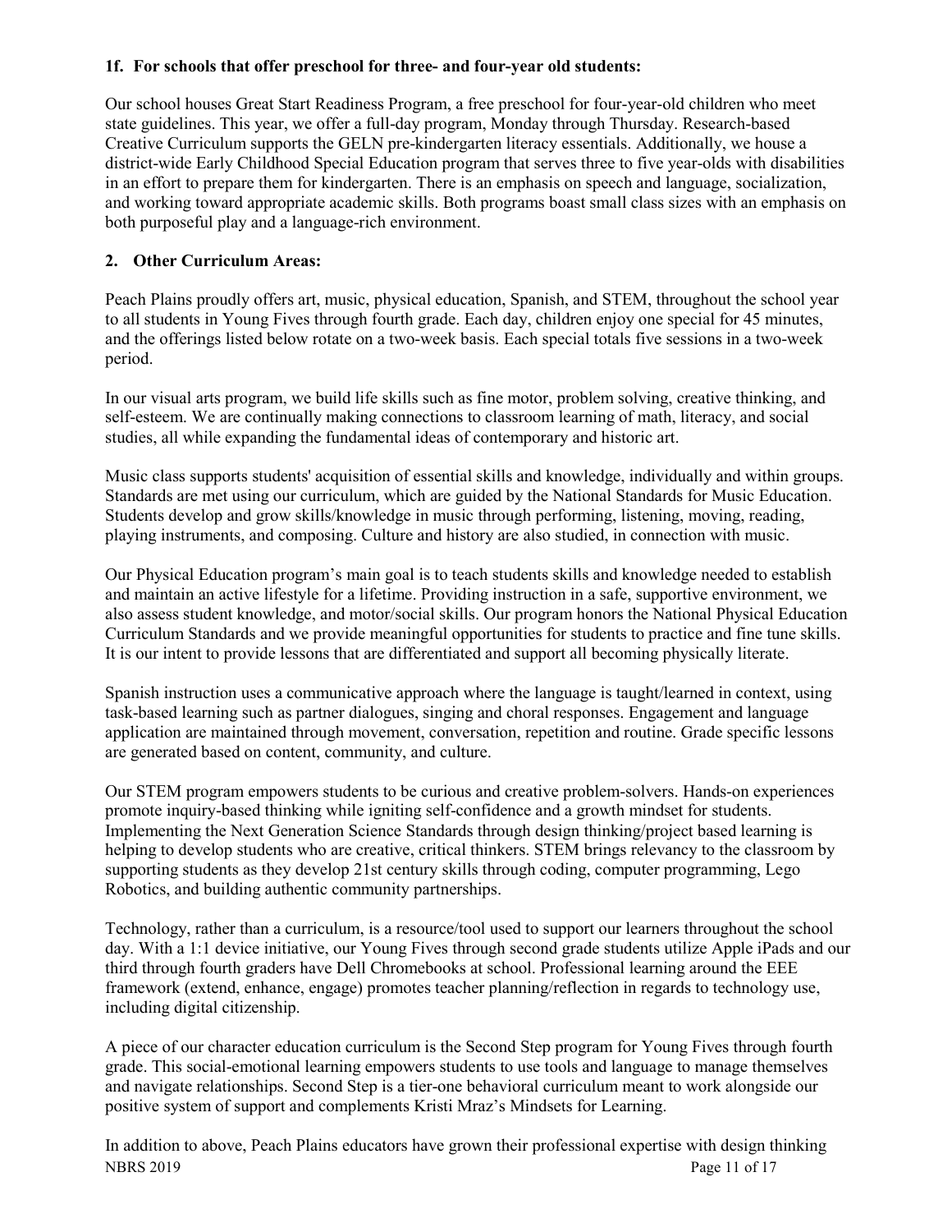**1f. For schools that offer preschool for three- and four-year old students:**

Our school houses Great Start Readiness Program, a free preschool for four-year-old children who meet state guidelines. This year, we offer a full-day program, Monday through Thursday. Research-based Creative Curriculum supports the GELN pre-kindergarten literacy essentials. Additionally, we house a district-wide Early Childhood Special Education program that serves three to five year-olds with disabilities in an effort to prepare them for kindergarten. There is an emphasis on speech and language, socialization, and working toward appropriate academic skills. Both programs boast small class sizes with an emphasis on both purposeful play and a language-rich environment.

**2. Other Curriculum Areas:**

Peach Plains proudly offers art, music, physical education, Spanish, and STEM, throughout the school year to all students in Young Fives through fourth grade. Each day, children enjoy one special for 45 minutes, and the offerings listed below rotate on a two-week basis. Each special totals five sessions in a two-week period.

In our visual arts program, we build life skills such as fine motor, problem solving, creative thinking, and self-esteem. We are continually making connections to classroom learning of math, literacy, and social studies, all while expanding the fundamental ideas of contemporary and historic art.

Music class supports students' acquisition of essential skills and knowledge, individually and within groups. Standards are met using our curriculum, which are guided by the National Standards for Music Education. Students develop and grow skills/knowledge in music through performing, listening, moving, reading, playing instruments, and composing. Culture and history are also studied, in connection with music.

Our Physical Education program's main goal is to teach students skills and knowledge needed to establish and maintain an active lifestyle for a lifetime. Providing instruction in a safe, supportive environment, we also assess student knowledge, and motor/social skills. Our program honors the National Physical Education Curriculum Standards and we provide meaningful opportunities for students to practice and fine tune skills. It is our intent to provide lessons that are differentiated and support all becoming physically literate.

Spanish instruction uses a communicative approach where the language is taught/learned in context, using task-based learning such as partner dialogues, singing and choral responses. Engagement and language application are maintained through movement, conversation, repetition and routine. Grade specific lessons are generated based on content, community, and culture.

Our STEM program empowers students to be curious and creative problem-solvers. Hands-on experiences promote inquiry-based thinking while igniting self-confidence and a growth mindset for students. Implementing the Next Generation Science Standards through design thinking/project based learning is helping to develop students who are creative, critical thinkers. STEM brings relevancy to the classroom by supporting students as they develop 21st century skills through coding, computer programming, Lego Robotics, and building authentic community partnerships.

Technology, rather than a curriculum, is a resource/tool used to support our learners throughout the school day. With a 1:1 device initiative, our Young Fives through second grade students utilize Apple iPads and our third through fourth graders have Dell Chromebooks at school. Professional learning around the EEE framework (extend, enhance, engage) promotes teacher planning/reflection in regards to technology use, including digital citizenship.

A piece of our character education curriculum is the Second Step program for Young Fives through fourth grade. This social-emotional learning empowers students to use tools and language to manage themselves and navigate relationships. Second Step is a tier-one behavioral curriculum meant to work alongside our positive system of support and complements Kristi Mraz's Mindsets for Learning.

In addition to above, Peach Plains educators have grown their professional expertise with design thinking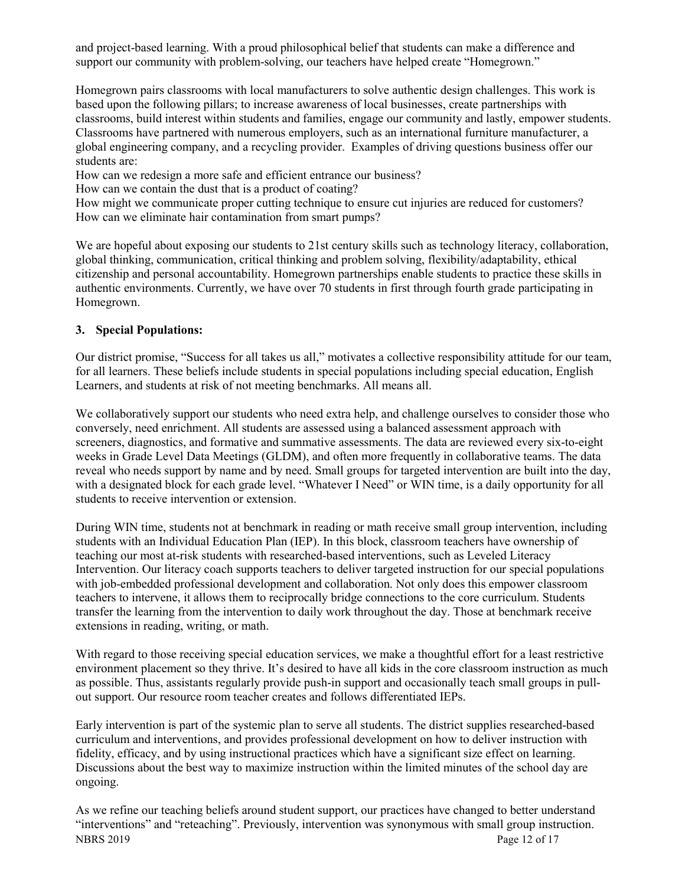and project-based learning. With a proud philosophical belief that students can make a difference and support our community with problem-solving, our teachers have helped create "Homegrown."

Homegrown pairs classrooms with local manufacturers to solve authentic design challenges. This work is based upon the following pillars; to increase awareness of local businesses, create partnerships with classrooms, build interest within students and families, engage our community and lastly, empower students. Classrooms have partnered with numerous employers, such as an international furniture manufacturer, a global engineering company, and a recycling provider. Examples of driving questions business offer our students are:

How can we redesign a more safe and efficient entrance our business?
How can we contain the dust that is a product of coating?
How might we communicate proper cutting technique to ensure cut injuries are reduced for customers?
How can we eliminate hair contamination from smart pumps?

We are hopeful about exposing our students to 21st century skills such as technology literacy, collaboration, global thinking, communication, critical thinking and problem solving, flexibility/adaptability, ethical citizenship and personal accountability. Homegrown partnerships enable students to practice these skills in authentic environments. Currently, we have over 70 students in first through fourth grade participating in Homegrown.

**3. Special Populations:**

Our district promise, "Success for all takes us all," motivates a collective responsibility attitude for our team, for all learners. These beliefs include students in special populations including special education, English Learners, and students at risk of not meeting benchmarks. All means all.

We collaboratively support our students who need extra help, and challenge ourselves to consider those who conversely, need enrichment. All students are assessed using a balanced assessment approach with screeners, diagnostics, and formative and summative assessments. The data are reviewed every six-to-eight weeks in Grade Level Data Meetings (GLDM), and often more frequently in collaborative teams. The data reveal who needs support by name and by need. Small groups for targeted intervention are built into the day, with a designated block for each grade level. "Whatever I Need" or WIN time, is a daily opportunity for all students to receive intervention or extension.

During WIN time, students not at benchmark in reading or math receive small group intervention, including students with an Individual Education Plan (IEP). In this block, classroom teachers have ownership of teaching our most at-risk students with researched-based interventions, such as Leveled Literacy Intervention. Our literacy coach supports teachers to deliver targeted instruction for our special populations with job-embedded professional development and collaboration. Not only does this empower classroom teachers to intervene, it allows them to reciprocally bridge connections to the core curriculum. Students transfer the learning from the intervention to daily work throughout the day. Those at benchmark receive extensions in reading, writing, or math.

With regard to those receiving special education services, we make a thoughtful effort for a least restrictive environment placement so they thrive. It's desired to have all kids in the core classroom instruction as much as possible. Thus, assistants regularly provide push-in support and occasionally teach small groups in pull-out support. Our resource room teacher creates and follows differentiated IEPs.

Early intervention is part of the systemic plan to serve all students. The district supplies researched-based curriculum and interventions, and provides professional development on how to deliver instruction with fidelity, efficacy, and by using instructional practices which have a significant size effect on learning. Discussions about the best way to maximize instruction within the limited minutes of the school day are ongoing.

As we refine our teaching beliefs around student support, our practices have changed to better understand "interventions" and "reteaching". Previously, intervention was synonymous with small group instruction.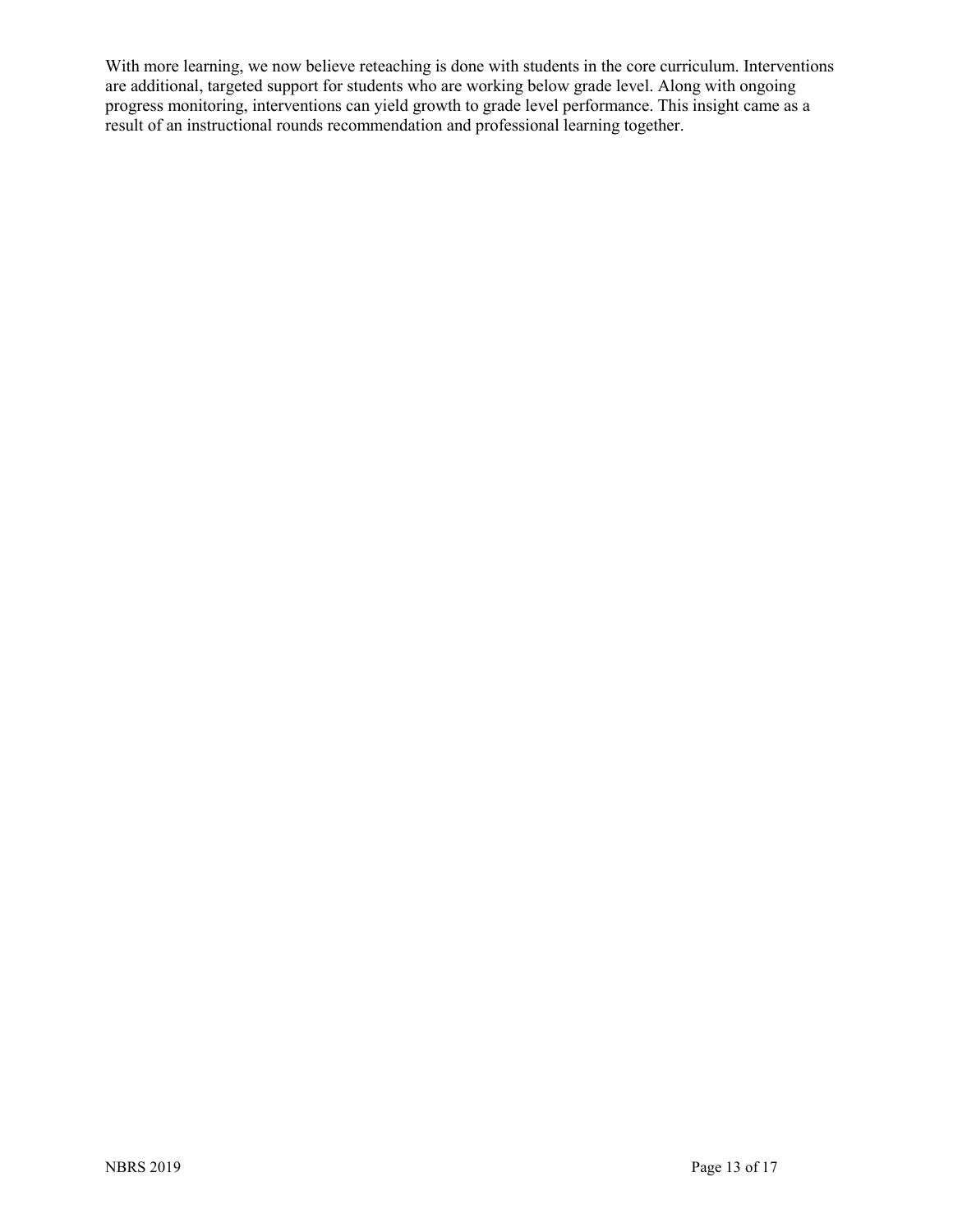With more learning, we now believe reteaching is done with students in the core curriculum. Interventions are additional, targeted support for students who are working below grade level. Along with ongoing progress monitoring, interventions can yield growth to grade level performance. This insight came as a result of an instructional rounds recommendation and professional learning together.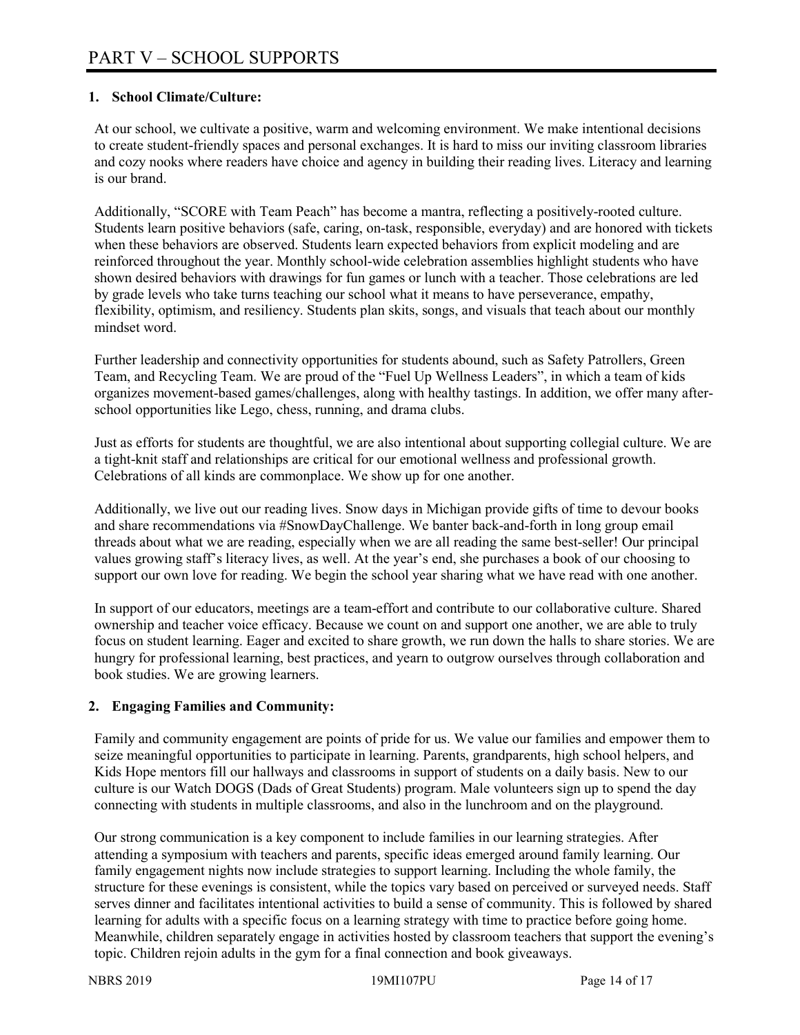# PART V – SCHOOL SUPPORTS

**1. School Climate/Culture:**

At our school, we cultivate a positive, warm and welcoming environment. We make intentional decisions to create student-friendly spaces and personal exchanges. It is hard to miss our inviting classroom libraries and cozy nooks where readers have choice and agency in building their reading lives. Literacy and learning is our brand.

Additionally, "SCORE with Team Peach" has become a mantra, reflecting a positively-rooted culture. Students learn positive behaviors (safe, caring, on-task, responsible, everyday) and are honored with tickets when these behaviors are observed. Students learn expected behaviors from explicit modeling and are reinforced throughout the year. Monthly school-wide celebration assemblies highlight students who have shown desired behaviors with drawings for fun games or lunch with a teacher. Those celebrations are led by grade levels who take turns teaching our school what it means to have perseverance, empathy, flexibility, optimism, and resiliency. Students plan skits, songs, and visuals that teach about our monthly mindset word.

Further leadership and connectivity opportunities for students abound, such as Safety Patrollers, Green Team, and Recycling Team. We are proud of the "Fuel Up Wellness Leaders", in which a team of kids organizes movement-based games/challenges, along with healthy tastings. In addition, we offer many after-school opportunities like Lego, chess, running, and drama clubs.

Just as efforts for students are thoughtful, we are also intentional about supporting collegial culture. We are a tight-knit staff and relationships are critical for our emotional wellness and professional growth. Celebrations of all kinds are commonplace. We show up for one another.

Additionally, we live out our reading lives. Snow days in Michigan provide gifts of time to devour books and share recommendations via #SnowDayChallenge. We banter back-and-forth in long group email threads about what we are reading, especially when we are all reading the same best-seller! Our principal values growing staff's literacy lives, as well. At the year's end, she purchases a book of our choosing to support our own love for reading. We begin the school year sharing what we have read with one another.

In support of our educators, meetings are a team-effort and contribute to our collaborative culture. Shared ownership and teacher voice efficacy. Because we count on and support one another, we are able to truly focus on student learning. Eager and excited to share growth, we run down the halls to share stories. We are hungry for professional learning, best practices, and yearn to outgrow ourselves through collaboration and book studies. We are growing learners.

**2. Engaging Families and Community:**

Family and community engagement are points of pride for us. We value our families and empower them to seize meaningful opportunities to participate in learning. Parents, grandparents, high school helpers, and Kids Hope mentors fill our hallways and classrooms in support of students on a daily basis. New to our culture is our Watch DOGS (Dads of Great Students) program. Male volunteers sign up to spend the day connecting with students in multiple classrooms, and also in the lunchroom and on the playground.

Our strong communication is a key component to include families in our learning strategies. After attending a symposium with teachers and parents, specific ideas emerged around family learning. Our family engagement nights now include strategies to support learning. Including the whole family, the structure for these evenings is consistent, while the topics vary based on perceived or surveyed needs. Staff serves dinner and facilitates intentional activities to build a sense of community. This is followed by shared learning for adults with a specific focus on a learning strategy with time to practice before going home. Meanwhile, children separately engage in activities hosted by classroom teachers that support the evening's topic. Children rejoin adults in the gym for a final connection and book giveaways.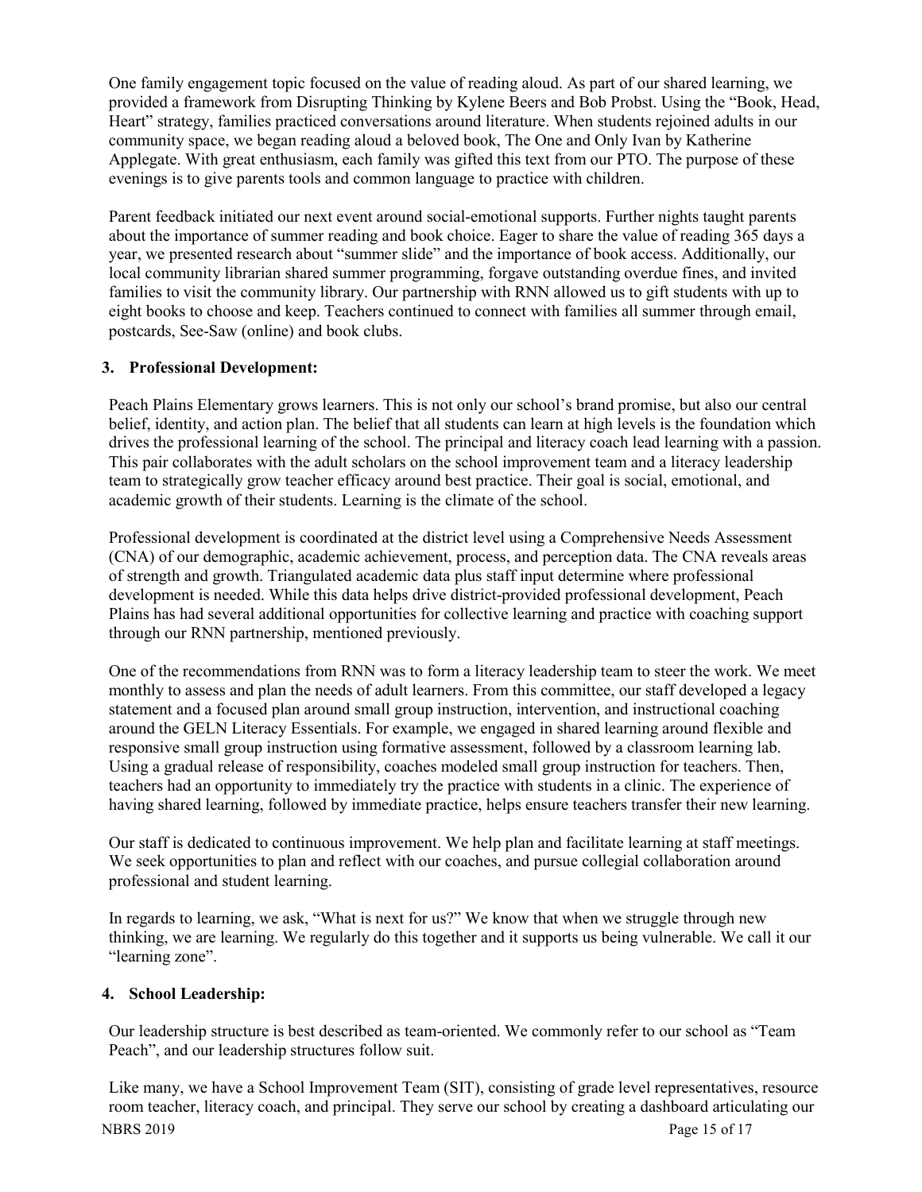One family engagement topic focused on the value of reading aloud. As part of our shared learning, we provided a framework from Disrupting Thinking by Kylene Beers and Bob Probst. Using the "Book, Head, Heart" strategy, families practiced conversations around literature. When students rejoined adults in our community space, we began reading aloud a beloved book, The One and Only Ivan by Katherine Applegate. With great enthusiasm, each family was gifted this text from our PTO. The purpose of these evenings is to give parents tools and common language to practice with children.

Parent feedback initiated our next event around social-emotional supports. Further nights taught parents about the importance of summer reading and book choice. Eager to share the value of reading 365 days a year, we presented research about "summer slide" and the importance of book access. Additionally, our local community librarian shared summer programming, forgave outstanding overdue fines, and invited families to visit the community library. Our partnership with RNN allowed us to gift students with up to eight books to choose and keep. Teachers continued to connect with families all summer through email, postcards, See-Saw (online) and book clubs.

**3. Professional Development:**

Peach Plains Elementary grows learners. This is not only our school's brand promise, but also our central belief, identity, and action plan. The belief that all students can learn at high levels is the foundation which drives the professional learning of the school. The principal and literacy coach lead learning with a passion. This pair collaborates with the adult scholars on the school improvement team and a literacy leadership team to strategically grow teacher efficacy around best practice. Their goal is social, emotional, and academic growth of their students. Learning is the climate of the school.

Professional development is coordinated at the district level using a Comprehensive Needs Assessment (CNA) of our demographic, academic achievement, process, and perception data. The CNA reveals areas of strength and growth. Triangulated academic data plus staff input determine where professional development is needed. While this data helps drive district-provided professional development, Peach Plains has had several additional opportunities for collective learning and practice with coaching support through our RNN partnership, mentioned previously.

One of the recommendations from RNN was to form a literacy leadership team to steer the work. We meet monthly to assess and plan the needs of adult learners. From this committee, our staff developed a legacy statement and a focused plan around small group instruction, intervention, and instructional coaching around the GELN Literacy Essentials. For example, we engaged in shared learning around flexible and responsive small group instruction using formative assessment, followed by a classroom learning lab. Using a gradual release of responsibility, coaches modeled small group instruction for teachers. Then, teachers had an opportunity to immediately try the practice with students in a clinic. The experience of having shared learning, followed by immediate practice, helps ensure teachers transfer their new learning.

Our staff is dedicated to continuous improvement. We help plan and facilitate learning at staff meetings. We seek opportunities to plan and reflect with our coaches, and pursue collegial collaboration around professional and student learning.

In regards to learning, we ask, "What is next for us?" We know that when we struggle through new thinking, we are learning. We regularly do this together and it supports us being vulnerable. We call it our "learning zone".

**4. School Leadership:**

Our leadership structure is best described as team-oriented. We commonly refer to our school as "Team Peach", and our leadership structures follow suit.

Like many, we have a School Improvement Team (SIT), consisting of grade level representatives, resource room teacher, literacy coach, and principal. They serve our school by creating a dashboard articulating our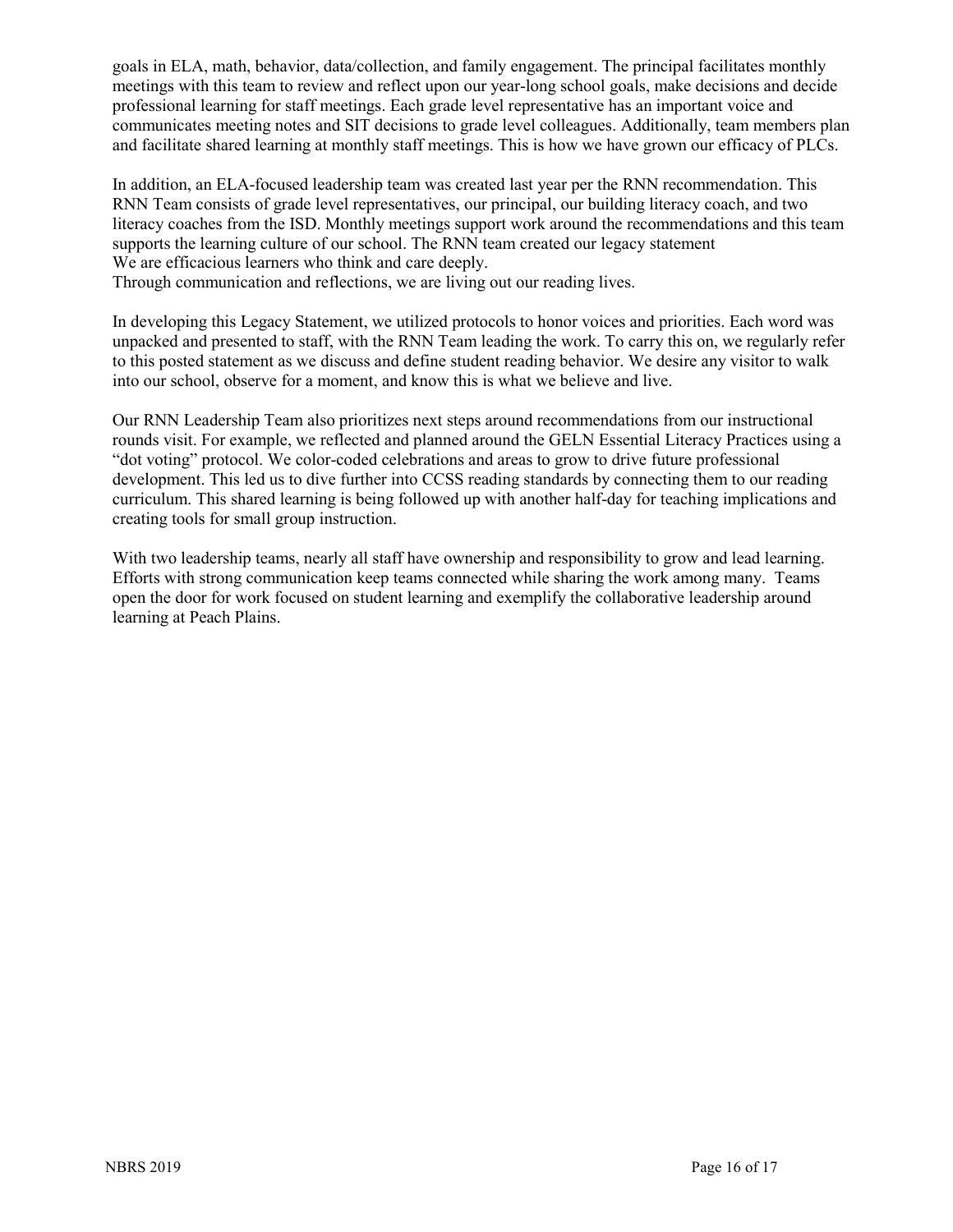goals in ELA, math, behavior, data/collection, and family engagement. The principal facilitates monthly meetings with this team to review and reflect upon our year-long school goals, make decisions and decide professional learning for staff meetings. Each grade level representative has an important voice and communicates meeting notes and SIT decisions to grade level colleagues. Additionally, team members plan and facilitate shared learning at monthly staff meetings. This is how we have grown our efficacy of PLCs.

In addition, an ELA-focused leadership team was created last year per the RNN recommendation. This RNN Team consists of grade level representatives, our principal, our building literacy coach, and two literacy coaches from the ISD. Monthly meetings support work around the recommendations and this team supports the learning culture of our school. The RNN team created our legacy statement
We are efficacious learners who think and care deeply.
Through communication and reflections, we are living out our reading lives.

In developing this Legacy Statement, we utilized protocols to honor voices and priorities. Each word was unpacked and presented to staff, with the RNN Team leading the work. To carry this on, we regularly refer to this posted statement as we discuss and define student reading behavior. We desire any visitor to walk into our school, observe for a moment, and know this is what we believe and live.

Our RNN Leadership Team also prioritizes next steps around recommendations from our instructional rounds visit. For example, we reflected and planned around the GELN Essential Literacy Practices using a "dot voting" protocol. We color-coded celebrations and areas to grow to drive future professional development. This led us to dive further into CCSS reading standards by connecting them to our reading curriculum. This shared learning is being followed up with another half-day for teaching implications and creating tools for small group instruction.

With two leadership teams, nearly all staff have ownership and responsibility to grow and lead learning. Efforts with strong communication keep teams connected while sharing the work among many. Teams open the door for work focused on student learning and exemplify the collaborative leadership around learning at Peach Plains.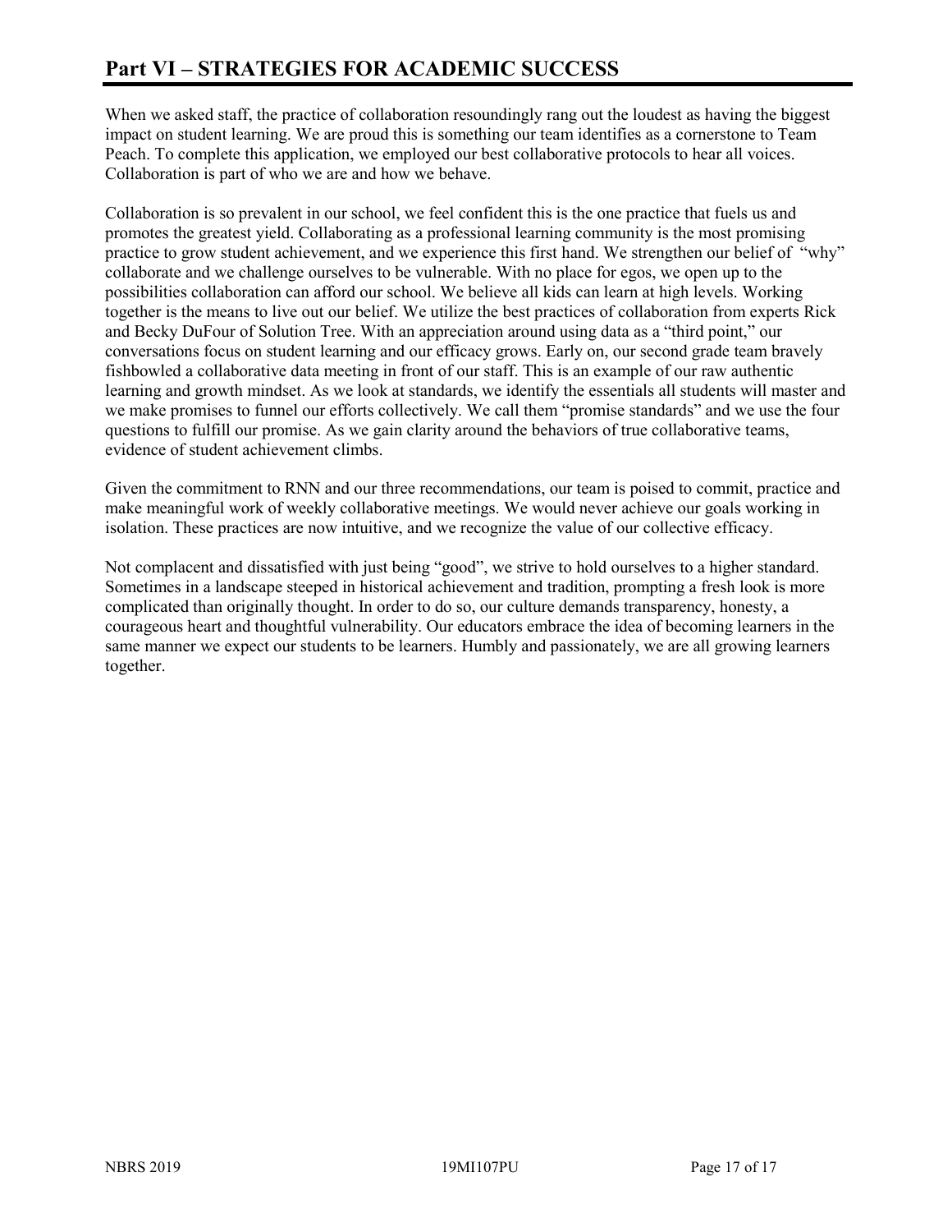# Part VI – STRATEGIES FOR ACADEMIC SUCCESS

When we asked staff, the practice of collaboration resoundingly rang out the loudest as having the biggest impact on student learning. We are proud this is something our team identifies as a cornerstone to Team Peach. To complete this application, we employed our best collaborative protocols to hear all voices. Collaboration is part of who we are and how we behave.

Collaboration is so prevalent in our school, we feel confident this is the one practice that fuels us and promotes the greatest yield. Collaborating as a professional learning community is the most promising practice to grow student achievement, and we experience this first hand. We strengthen our belief of "why" collaborate and we challenge ourselves to be vulnerable. With no place for egos, we open up to the possibilities collaboration can afford our school. We believe all kids can learn at high levels. Working together is the means to live out our belief. We utilize the best practices of collaboration from experts Rick and Becky DuFour of Solution Tree. With an appreciation around using data as a "third point," our conversations focus on student learning and our efficacy grows. Early on, our second grade team bravely fishbowled a collaborative data meeting in front of our staff. This is an example of our raw authentic learning and growth mindset. As we look at standards, we identify the essentials all students will master and we make promises to funnel our efforts collectively. We call them "promise standards" and we use the four questions to fulfill our promise. As we gain clarity around the behaviors of true collaborative teams, evidence of student achievement climbs.

Given the commitment to RNN and our three recommendations, our team is poised to commit, practice and make meaningful work of weekly collaborative meetings. We would never achieve our goals working in isolation. These practices are now intuitive, and we recognize the value of our collective efficacy.

Not complacent and dissatisfied with just being "good", we strive to hold ourselves to a higher standard. Sometimes in a landscape steeped in historical achievement and tradition, prompting a fresh look is more complicated than originally thought. In order to do so, our culture demands transparency, honesty, a courageous heart and thoughtful vulnerability. Our educators embrace the idea of becoming learners in the same manner we expect our students to be learners. Humbly and passionately, we are all growing learners together.